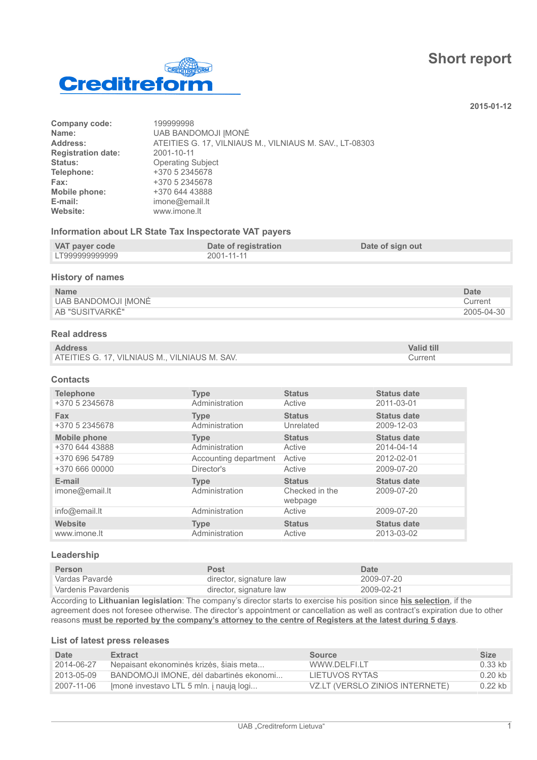Creditreform

# Short report

**2015-01-12**

**Company code:** 199999998
**Name:** UAB BANDOMOJI ĮMONĖ
**Address:** ATEITIES G. 17, VILNIAUS M., VILNIAUS M. SAV., LT-08303
**Registration date:** 2001-10-11
**Status:** Operating Subject
**Telephone:** +370 5 2345678
**Fax:** +370 5 2345678
**Mobile phone:** +370 644 43888
**E-mail:** imone@email.lt
**Website:** www.imone.lt

## Information about LR State Tax Inspectorate VAT payers

| VAT payer code | Date of registration | Date of sign out |
|---|---|---|
| LT999999999999 | 2001-11-11 | |

## History of names

| Name | Date |
|---|---|
| UAB BANDOMOJI ĮMONĖ | Current |
| AB "SUSITVARKĖ" | 2005-04-30 |

## Real address

| Address | Valid till |
|---|---|
| ATEITIES G. 17, VILNIAUS M., VILNIAUS M. SAV. | Current |

## Contacts

| Telephone | Type | Status | Status date |
|---|---|---|---|
| +370 5 2345678 | Administration | Active | 2011-03-01 |
| **Fax** | **Type** | **Status** | **Status date** |
| +370 5 2345678 | Administration | Unrelated | 2009-12-03 |
| **Mobile phone** | **Type** | **Status** | **Status date** |
| +370 644 43888 | Administration | Active | 2014-04-14 |
| +370 696 54789 | Accounting department | Active | 2012-02-01 |
| +370 666 00000 | Director's | Active | 2009-07-20 |
| **E-mail** | **Type** | **Status** | **Status date** |
| imone@email.lt | Administration | Checked in the webpage | 2009-07-20 |
| info@email.lt | Administration | Active | 2009-07-20 |
| **Website** | **Type** | **Status** | **Status date** |
| www.imone.lt | Administration | Active | 2013-03-02 |

## Leadership

| Person | Post | Date |
|---|---|---|
| Vardas Pavardė | director, signature law | 2009-07-20 |
| Vardenis Pavardenis | director, signature law | 2009-02-21 |

According to **Lithuanian legislation**: The company's director starts to exercise his position since **his selection**, if the agreement does not foresee otherwise. The director's appointment or cancellation as well as contract's expiration due to other reasons **must be reported by the company's attorney to the centre of Registers at the latest during 5 days**.

## List of latest press releases

| Date | Extract | Source | Size |
|---|---|---|---|
| 2014-06-27 | Nepaisant ekonominės krizės, šiais meta... | WWW.DELFI.LT | 0.33 kb |
| 2013-05-09 | BANDOMOJI IMONE, dėl dabartinės ekonomi... | LIETUVOS RYTAS | 0.20 kb |
| 2007-11-06 | Įmonė investavo LTL 5 mln. į naują logi... | VZ.LT (VERSLO ZINIOS INTERNETE) | 0.22 kb |

UAB „Creditreform Lietuva"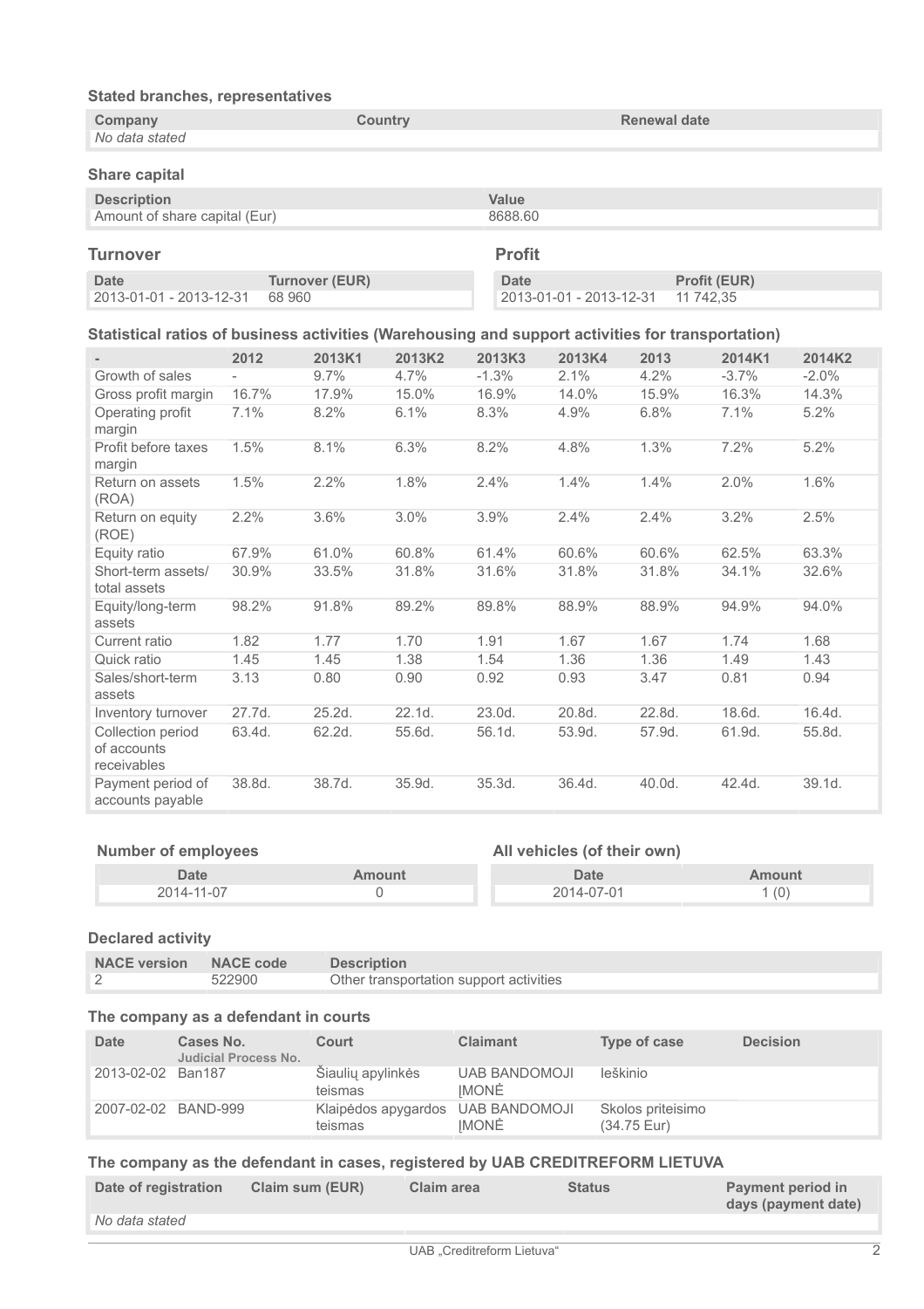### Stated branches, representatives

| Company | Country | Renewal date |
|---|---|---|
| *No data stated* | | |

### Share capital

| Description | Value |
|---|---|
| Amount of share capital (Eur) | 8688.60 |

### Turnover

| Date | Turnover (EUR) |
|---|---|
| 2013-01-01 - 2013-12-31 | 68 960 |

### Profit

| Date | Profit (EUR) |
|---|---|
| 2013-01-01 - 2013-12-31 | 11 742,35 |

### Statistical ratios of business activities (Warehousing and support activities for transportation)

| - | 2012 | 2013K1 | 2013K2 | 2013K3 | 2013K4 | 2013 | 2014K1 | 2014K2 |
|---|---|---|---|---|---|---|---|---|
| Growth of sales | - | 9.7% | 4.7% | -1.3% | 2.1% | 4.2% | -3.7% | -2.0% |
| Gross profit margin | 16.7% | 17.9% | 15.0% | 16.9% | 14.0% | 15.9% | 16.3% | 14.3% |
| Operating profit margin | 7.1% | 8.2% | 6.1% | 8.3% | 4.9% | 6.8% | 7.1% | 5.2% |
| Profit before taxes margin | 1.5% | 8.1% | 6.3% | 8.2% | 4.8% | 1.3% | 7.2% | 5.2% |
| Return on assets (ROA) | 1.5% | 2.2% | 1.8% | 2.4% | 1.4% | 1.4% | 2.0% | 1.6% |
| Return on equity (ROE) | 2.2% | 3.6% | 3.0% | 3.9% | 2.4% | 2.4% | 3.2% | 2.5% |
| Equity ratio | 67.9% | 61.0% | 60.8% | 61.4% | 60.6% | 60.6% | 62.5% | 63.3% |
| Short-term assets/ total assets | 30.9% | 33.5% | 31.8% | 31.6% | 31.8% | 31.8% | 34.1% | 32.6% |
| Equity/long-term assets | 98.2% | 91.8% | 89.2% | 89.8% | 88.9% | 88.9% | 94.9% | 94.0% |
| Current ratio | 1.82 | 1.77 | 1.70 | 1.91 | 1.67 | 1.67 | 1.74 | 1.68 |
| Quick ratio | 1.45 | 1.45 | 1.38 | 1.54 | 1.36 | 1.36 | 1.49 | 1.43 |
| Sales/short-term assets | 3.13 | 0.80 | 0.90 | 0.92 | 0.93 | 3.47 | 0.81 | 0.94 |
| Inventory turnover | 27.7d. | 25.2d. | 22.1d. | 23.0d. | 20.8d. | 22.8d. | 18.6d. | 16.4d. |
| Collection period of accounts receivables | 63.4d. | 62.2d. | 55.6d. | 56.1d. | 53.9d. | 57.9d. | 61.9d. | 55.8d. |
| Payment period of accounts payable | 38.8d. | 38.7d. | 35.9d. | 35.3d. | 36.4d. | 40.0d. | 42.4d. | 39.1d. |

### Number of employees

| Date | Amount |
|---|---|
| 2014-11-07 | 0 |

### All vehicles (of their own)

| Date | Amount |
|---|---|
| 2014-07-01 | 1 (0) |

### Declared activity

| NACE version | NACE code | Description |
|---|---|---|
| 2 | 522900 | Other transportation support activities |

### The company as a defendant in courts

| Date | Cases No. Judicial Process No. | Court | Claimant | Type of case | Decision |
|---|---|---|---|---|---|
| 2013-02-02 | Ban187 | Šiaulių apylinkės teismas | UAB BANDOMOJI ĮMONĖ | Ieškinio | |
| 2007-02-02 | BAND-999 | Klaipėdos apygardos teismas | UAB BANDOMOJI ĮMONĖ | Skolos priteisimo (34.75 Eur) | |

### The company as the defendant in cases, registered by UAB CREDITREFORM LIETUVA

| Date of registration | Claim sum (EUR) | Claim area | Status | Payment period in days (payment date) |
|---|---|---|---|---|
| *No data stated* | | | | |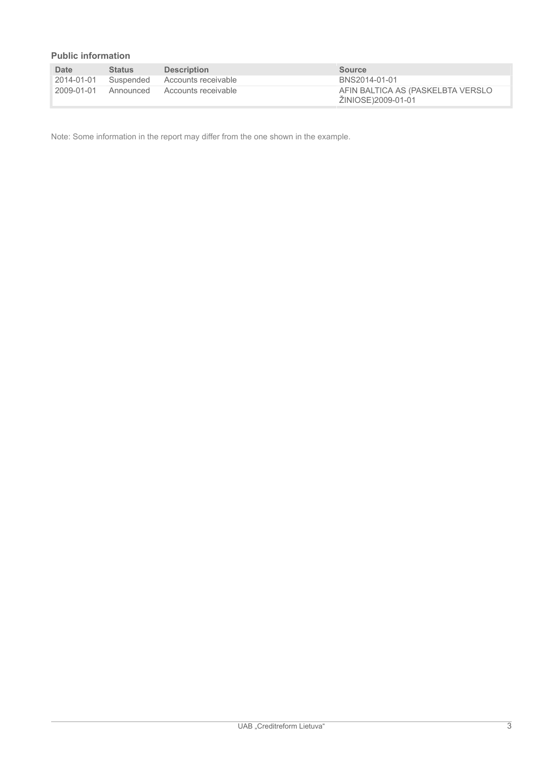### Public information

| Date | Status | Description | Source |
| --- | --- | --- | --- |
| 2014-01-01 | Suspended | Accounts receivable | BNS2014-01-01 |
| 2009-01-01 | Announced | Accounts receivable | AFIN BALTICA AS (PASKELBTA VERSLO ŽINIOSE)2009-01-01 |

Note: Some information in the report may differ from the one shown in the example.